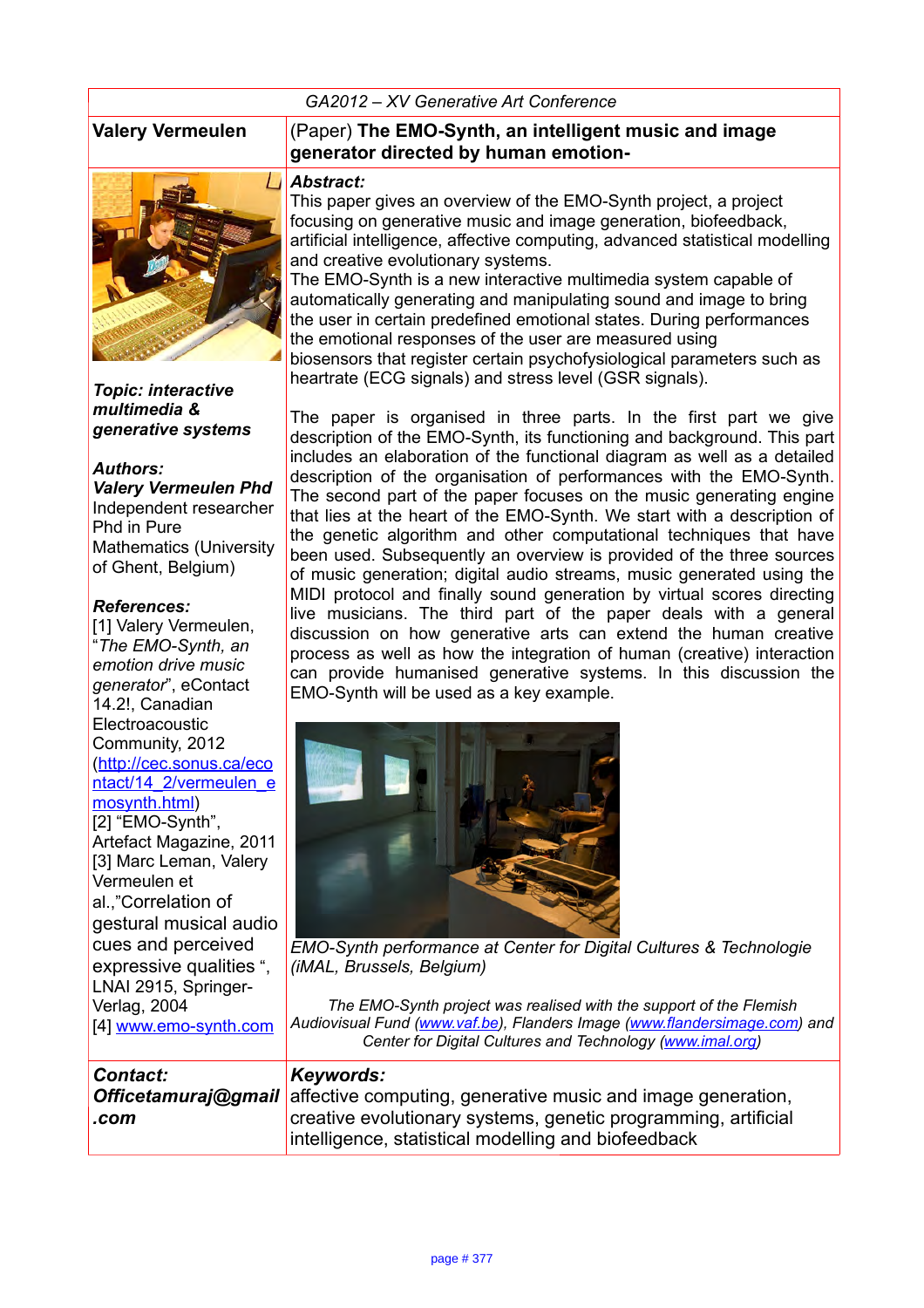GA2012 – XV Generative Art Conference

**Valery Vermeulen**

(Paper) **The EMO-Synth, an intelligent music and image generator directed by human emotion-**

***Abstract:***

This paper gives an overview of the EMO-Synth project, a project focusing on generative music and image generation, biofeedback, artificial intelligence, affective computing, advanced statistical modelling and creative evolutionary systems.

The EMO-Synth is a new interactive multimedia system capable of automatically generating and manipulating sound and image to bring the user in certain predefined emotional states. During performances the emotional responses of the user are measured using biosensors that register certain psychofysiological parameters such as heartrate (ECG signals) and stress level (GSR signals).

The paper is organised in three parts. In the first part we give description of the EMO-Synth, its functioning and background. This part includes an elaboration of the functional diagram as well as a detailed description of the organisation of performances with the EMO-Synth. The second part of the paper focuses on the music generating engine that lies at the heart of the EMO-Synth. We start with a description of the genetic algorithm and other computational techniques that have been used. Subsequently an overview is provided of the three sources of music generation; digital audio streams, music generated using the MIDI protocol and finally sound generation by virtual scores directing live musicians. The third part of the paper deals with a general discussion on how generative arts can extend the human creative process as well as how the integration of human (creative) interaction can provide humanised generative systems. In this discussion the EMO-Synth will be used as a key example.

*EMO-Synth performance at Center for Digital Cultures & Technologie (iMAL, Brussels, Belgium)*

*The EMO-Synth project was realised with the support of the Flemish Audiovisual Fund (www.vaf.be), Flanders Image (www.flandersimage.com) and Center for Digital Cultures and Technology (www.imal.org)*

***Topic: interactive multimedia & generative systems***

***Authors:***
***Valery Vermeulen Phd***
Independent researcher
Phd in Pure Mathematics (University of Ghent, Belgium)

***References:***
[1] Valery Vermeulen, "*The EMO-Synth, an emotion drive music generator*", eContact 14.2!, Canadian Electroacoustic Community, 2012 (http://cec.sonus.ca/econtact/14_2/vermeulen_emosynth.html)
[2] "EMO-Synth", Artefact Magazine, 2011
[3] Marc Leman, Valery Vermeulen et al.,"Correlation of gestural musical audio cues and perceived expressive qualities ", LNAI 2915, Springer-Verlag, 2004
[4] www.emo-synth.com

***Contact:***
***Officetamuraj@gmail.com***

***Keywords:***
affective computing, generative music and image generation, creative evolutionary systems, genetic programming, artificial intelligence, statistical modelling and biofeedback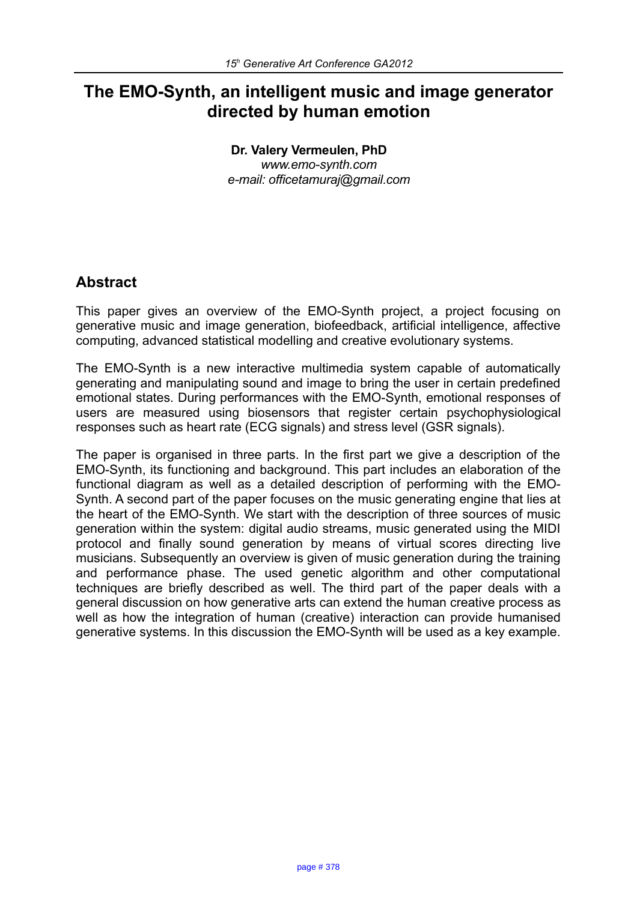# The EMO-Synth, an intelligent music and image generator directed by human emotion

**Dr. Valery Vermeulen, PhD**

*www.emo-synth.com*

*e-mail: officetamuraj@gmail.com*

## Abstract

This paper gives an overview of the EMO-Synth project, a project focusing on generative music and image generation, biofeedback, artificial intelligence, affective computing, advanced statistical modelling and creative evolutionary systems.

The EMO-Synth is a new interactive multimedia system capable of automatically generating and manipulating sound and image to bring the user in certain predefined emotional states. During performances with the EMO-Synth, emotional responses of users are measured using biosensors that register certain psychophysiological responses such as heart rate (ECG signals) and stress level (GSR signals).

The paper is organised in three parts. In the first part we give a description of the EMO-Synth, its functioning and background. This part includes an elaboration of the functional diagram as well as a detailed description of performing with the EMO-Synth. A second part of the paper focuses on the music generating engine that lies at the heart of the EMO-Synth. We start with the description of three sources of music generation within the system: digital audio streams, music generated using the MIDI protocol and finally sound generation by means of virtual scores directing live musicians. Subsequently an overview is given of music generation during the training and performance phase. The used genetic algorithm and other computational techniques are briefly described as well. The third part of the paper deals with a general discussion on how generative arts can extend the human creative process as well as how the integration of human (creative) interaction can provide humanised generative systems. In this discussion the EMO-Synth will be used as a key example.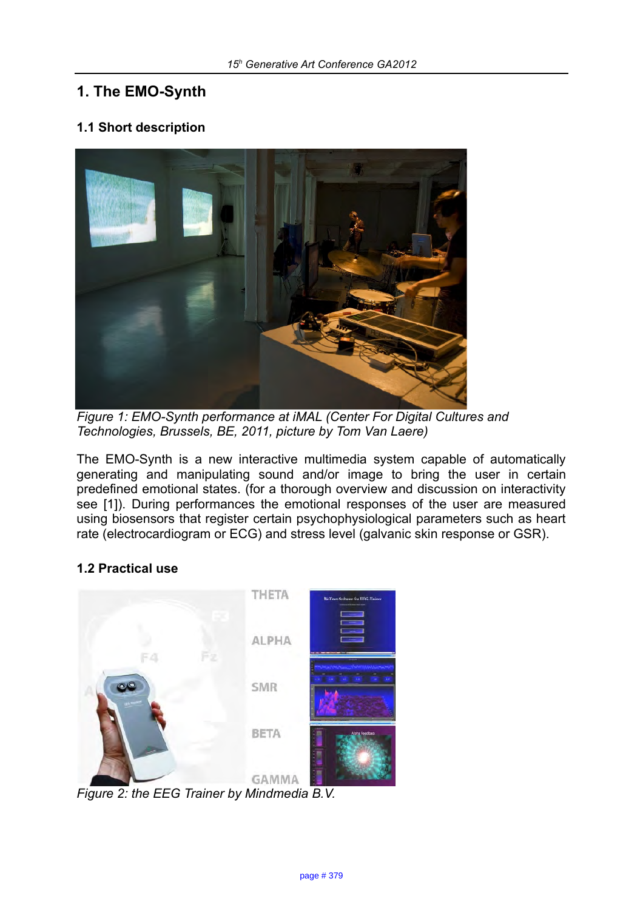# 1. The EMO-Synth

## 1.1 Short description

*Figure 1: EMO-Synth performance at iMAL (Center For Digital Cultures and Technologies, Brussels, BE, 2011, picture by Tom Van Laere)*

The EMO-Synth is a new interactive multimedia system capable of automatically generating and manipulating sound and/or image to bring the user in certain predefined emotional states. (for a thorough overview and discussion on interactivity see [1]). During performances the emotional responses of the user are measured using biosensors that register certain psychophysiological parameters such as heart rate (electrocardiogram or ECG) and stress level (galvanic skin response or GSR).

## 1.2 Practical use

*Figure 2: the EEG Trainer by Mindmedia B.V.*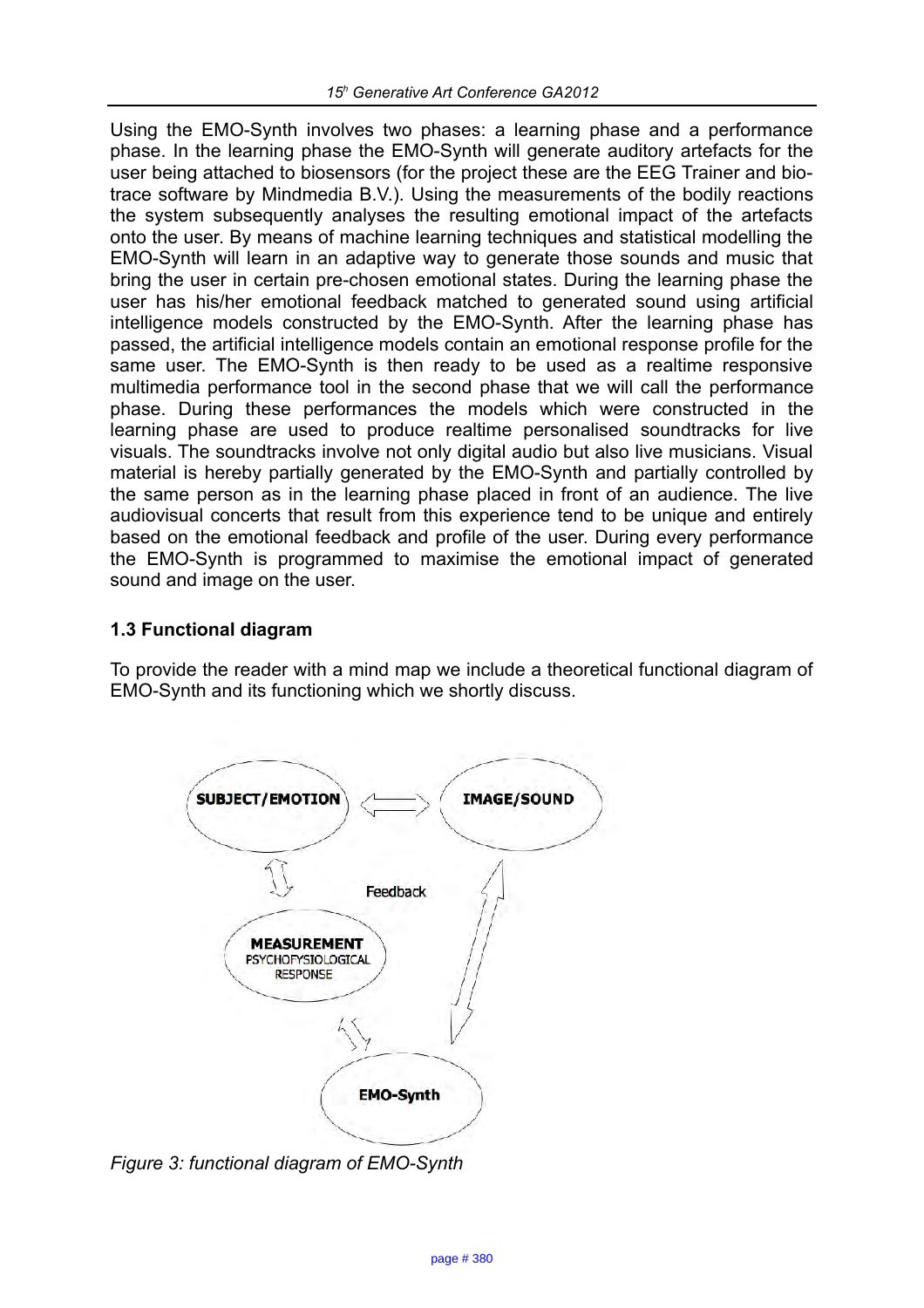Using the EMO-Synth involves two phases: a learning phase and a performance phase. In the learning phase the EMO-Synth will generate auditory artefacts for the user being attached to biosensors (for the project these are the EEG Trainer and bio-trace software by Mindmedia B.V.). Using the measurements of the bodily reactions the system subsequently analyses the resulting emotional impact of the artefacts onto the user. By means of machine learning techniques and statistical modelling the EMO-Synth will learn in an adaptive way to generate those sounds and music that bring the user in certain pre-chosen emotional states. During the learning phase the user has his/her emotional feedback matched to generated sound using artificial intelligence models constructed by the EMO-Synth. After the learning phase has passed, the artificial intelligence models contain an emotional response profile for the same user. The EMO-Synth is then ready to be used as a realtime responsive multimedia performance tool in the second phase that we will call the performance phase. During these performances the models which were constructed in the learning phase are used to produce realtime personalised soundtracks for live visuals. The soundtracks involve not only digital audio but also live musicians. Visual material is hereby partially generated by the EMO-Synth and partially controlled by the same person as in the learning phase placed in front of an audience. The live audiovisual concerts that result from this experience tend to be unique and entirely based on the emotional feedback and profile of the user. During every performance the EMO-Synth is programmed to maximise the emotional impact of generated sound and image on the user.

### 1.3 Functional diagram

To provide the reader with a mind map we include a theoretical functional diagram of EMO-Synth and its functioning which we shortly discuss.

SUBJECT/EMOTION ⟺ IMAGE/SOUND

Feedback

MEASUREMENT PSYCHOFYSIOLOGICAL RESPONSE

EMO-Synth

*Figure 3: functional diagram of EMO-Synth*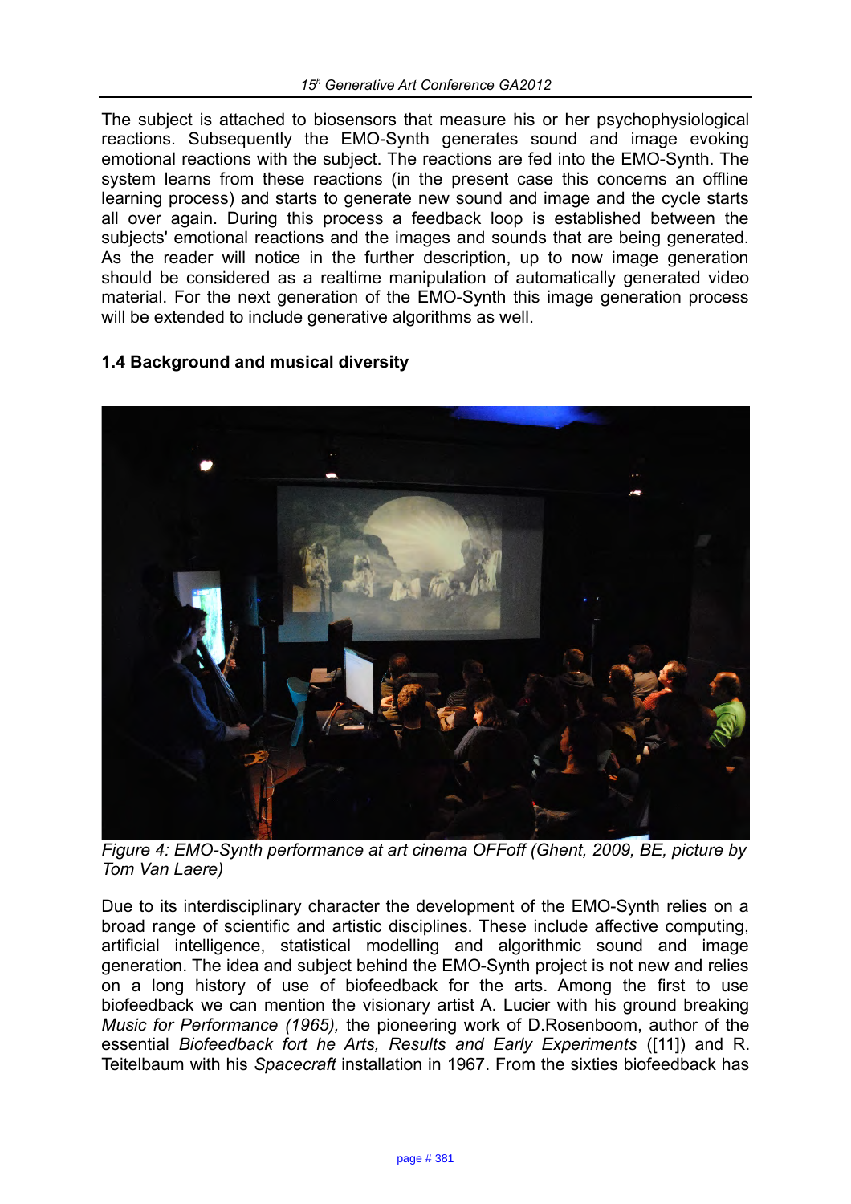The subject is attached to biosensors that measure his or her psychophysiological reactions. Subsequently the EMO-Synth generates sound and image evoking emotional reactions with the subject. The reactions are fed into the EMO-Synth. The system learns from these reactions (in the present case this concerns an offline learning process) and starts to generate new sound and image and the cycle starts all over again. During this process a feedback loop is established between the subjects' emotional reactions and the images and sounds that are being generated. As the reader will notice in the further description, up to now image generation should be considered as a realtime manipulation of automatically generated video material. For the next generation of the EMO-Synth this image generation process will be extended to include generative algorithms as well.

### 1.4 Background and musical diversity

*Figure 4: EMO-Synth performance at art cinema OFFoff (Ghent, 2009, BE, picture by Tom Van Laere)*

Due to its interdisciplinary character the development of the EMO-Synth relies on a broad range of scientific and artistic disciplines. These include affective computing, artificial intelligence, statistical modelling and algorithmic sound and image generation. The idea and subject behind the EMO-Synth project is not new and relies on a long history of use of biofeedback for the arts. Among the first to use biofeedback we can mention the visionary artist A. Lucier with his ground breaking *Music for Performance (1965),* the pioneering work of D.Rosenboom, author of the essential *Biofeedback fort he Arts, Results and Early Experiments* ([11]) and R. Teitelbaum with his *Spacecraft* installation in 1967. From the sixties biofeedback has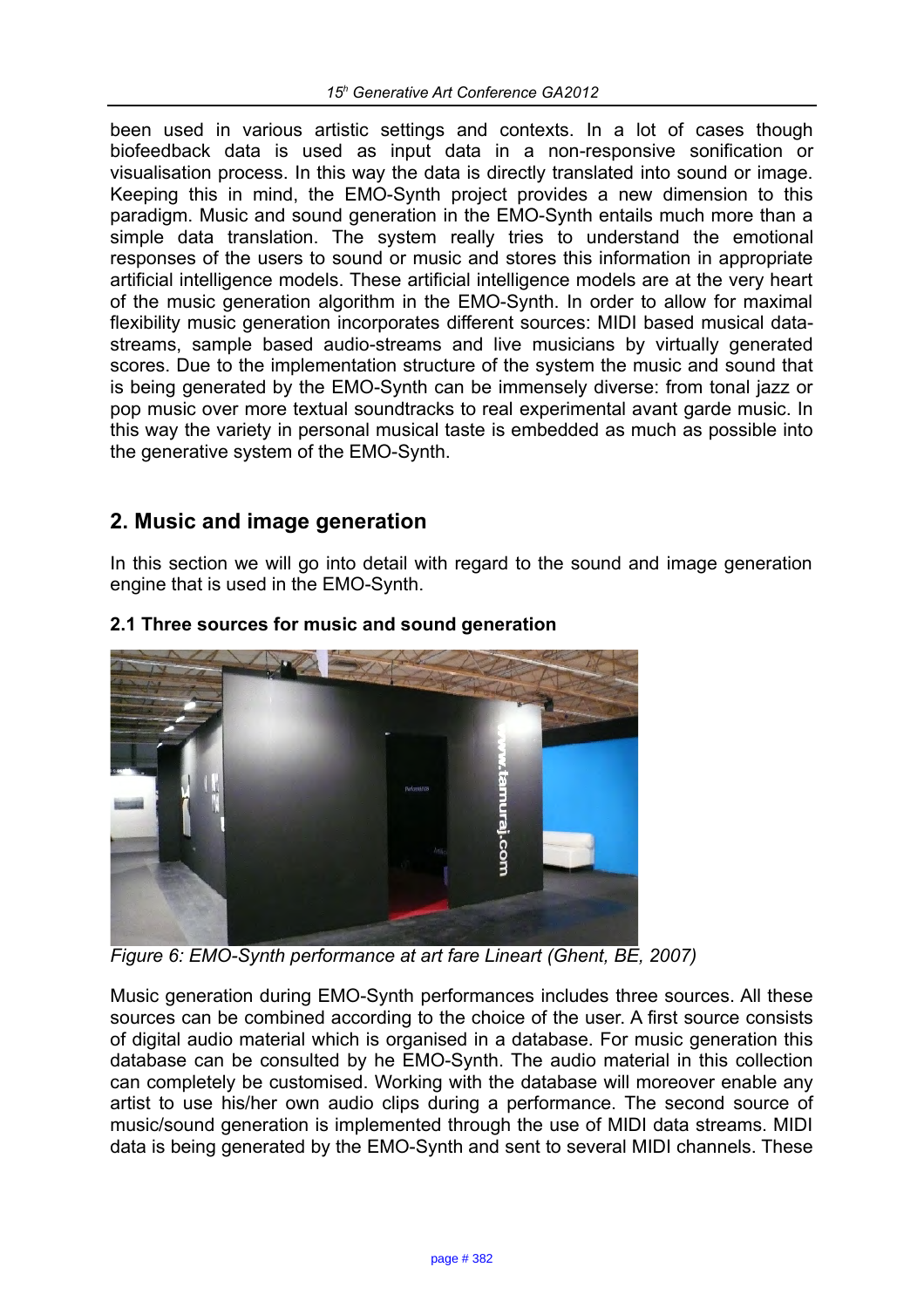been used in various artistic settings and contexts. In a lot of cases though biofeedback data is used as input data in a non-responsive sonification or visualisation process. In this way the data is directly translated into sound or image. Keeping this in mind, the EMO-Synth project provides a new dimension to this paradigm. Music and sound generation in the EMO-Synth entails much more than a simple data translation. The system really tries to understand the emotional responses of the users to sound or music and stores this information in appropriate artificial intelligence models. These artificial intelligence models are at the very heart of the music generation algorithm in the EMO-Synth. In order to allow for maximal flexibility music generation incorporates different sources: MIDI based musical data-streams, sample based audio-streams and live musicians by virtually generated scores. Due to the implementation structure of the system the music and sound that is being generated by the EMO-Synth can be immensely diverse: from tonal jazz or pop music over more textual soundtracks to real experimental avant garde music. In this way the variety in personal musical taste is embedded as much as possible into the generative system of the EMO-Synth.

## 2. Music and image generation

In this section we will go into detail with regard to the sound and image generation engine that is used in the EMO-Synth.

### 2.1 Three sources for music and sound generation

*Figure 6: EMO-Synth performance at art fare Lineart (Ghent, BE, 2007)*

Music generation during EMO-Synth performances includes three sources. All these sources can be combined according to the choice of the user. A first source consists of digital audio material which is organised in a database. For music generation this database can be consulted by he EMO-Synth. The audio material in this collection can completely be customised. Working with the database will moreover enable any artist to use his/her own audio clips during a performance. The second source of music/sound generation is implemented through the use of MIDI data streams. MIDI data is being generated by the EMO-Synth and sent to several MIDI channels. These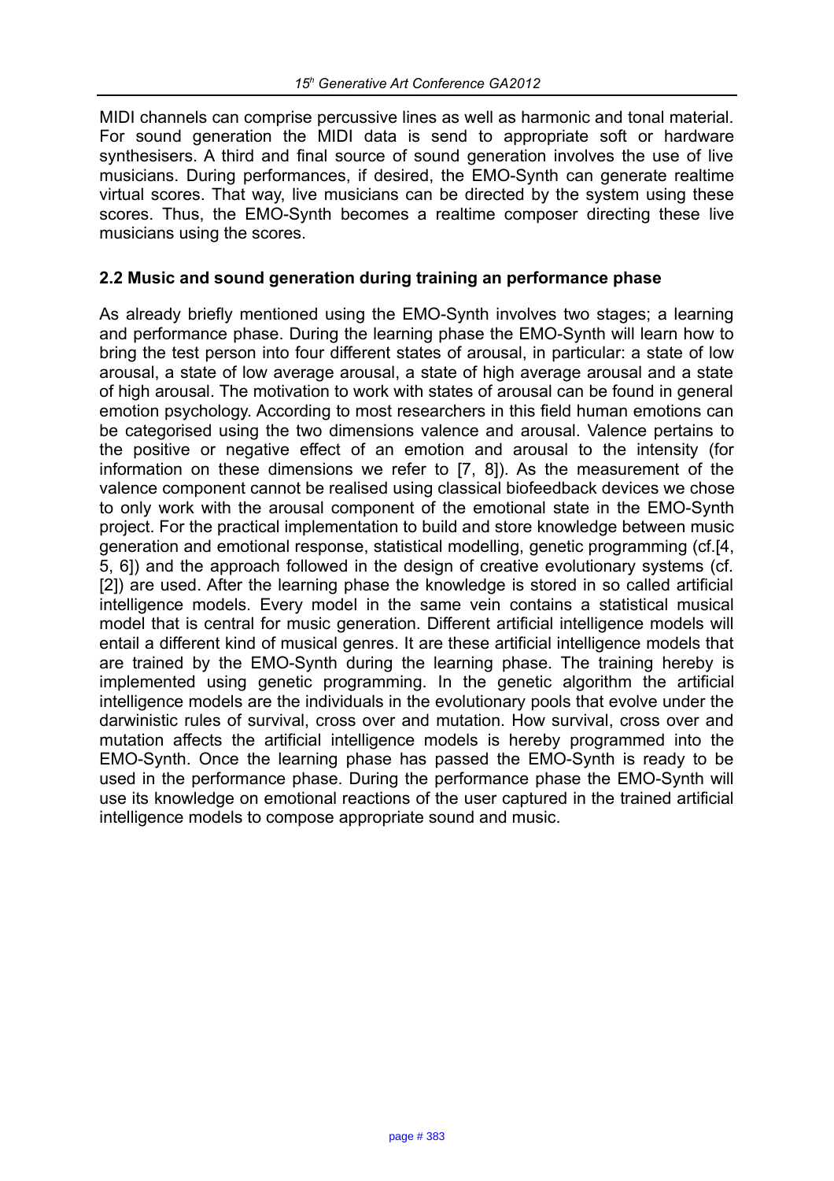MIDI channels can comprise percussive lines as well as harmonic and tonal material. For sound generation the MIDI data is send to appropriate soft or hardware synthesisers. A third and final source of sound generation involves the use of live musicians. During performances, if desired, the EMO-Synth can generate realtime virtual scores. That way, live musicians can be directed by the system using these scores. Thus, the EMO-Synth becomes a realtime composer directing these live musicians using the scores.

### 2.2 Music and sound generation during training an performance phase

As already briefly mentioned using the EMO-Synth involves two stages; a learning and performance phase. During the learning phase the EMO-Synth will learn how to bring the test person into four different states of arousal, in particular: a state of low arousal, a state of low average arousal, a state of high average arousal and a state of high arousal. The motivation to work with states of arousal can be found in general emotion psychology. According to most researchers in this field human emotions can be categorised using the two dimensions valence and arousal. Valence pertains to the positive or negative effect of an emotion and arousal to the intensity (for information on these dimensions we refer to [7, 8]). As the measurement of the valence component cannot be realised using classical biofeedback devices we chose to only work with the arousal component of the emotional state in the EMO-Synth project. For the practical implementation to build and store knowledge between music generation and emotional response, statistical modelling, genetic programming (cf.[4, 5, 6]) and the approach followed in the design of creative evolutionary systems (cf. [2]) are used. After the learning phase the knowledge is stored in so called artificial intelligence models. Every model in the same vein contains a statistical musical model that is central for music generation. Different artificial intelligence models will entail a different kind of musical genres. It are these artificial intelligence models that are trained by the EMO-Synth during the learning phase. The training hereby is implemented using genetic programming. In the genetic algorithm the artificial intelligence models are the individuals in the evolutionary pools that evolve under the darwinistic rules of survival, cross over and mutation. How survival, cross over and mutation affects the artificial intelligence models is hereby programmed into the EMO-Synth. Once the learning phase has passed the EMO-Synth is ready to be used in the performance phase. During the performance phase the EMO-Synth will use its knowledge on emotional reactions of the user captured in the trained artificial intelligence models to compose appropriate sound and music.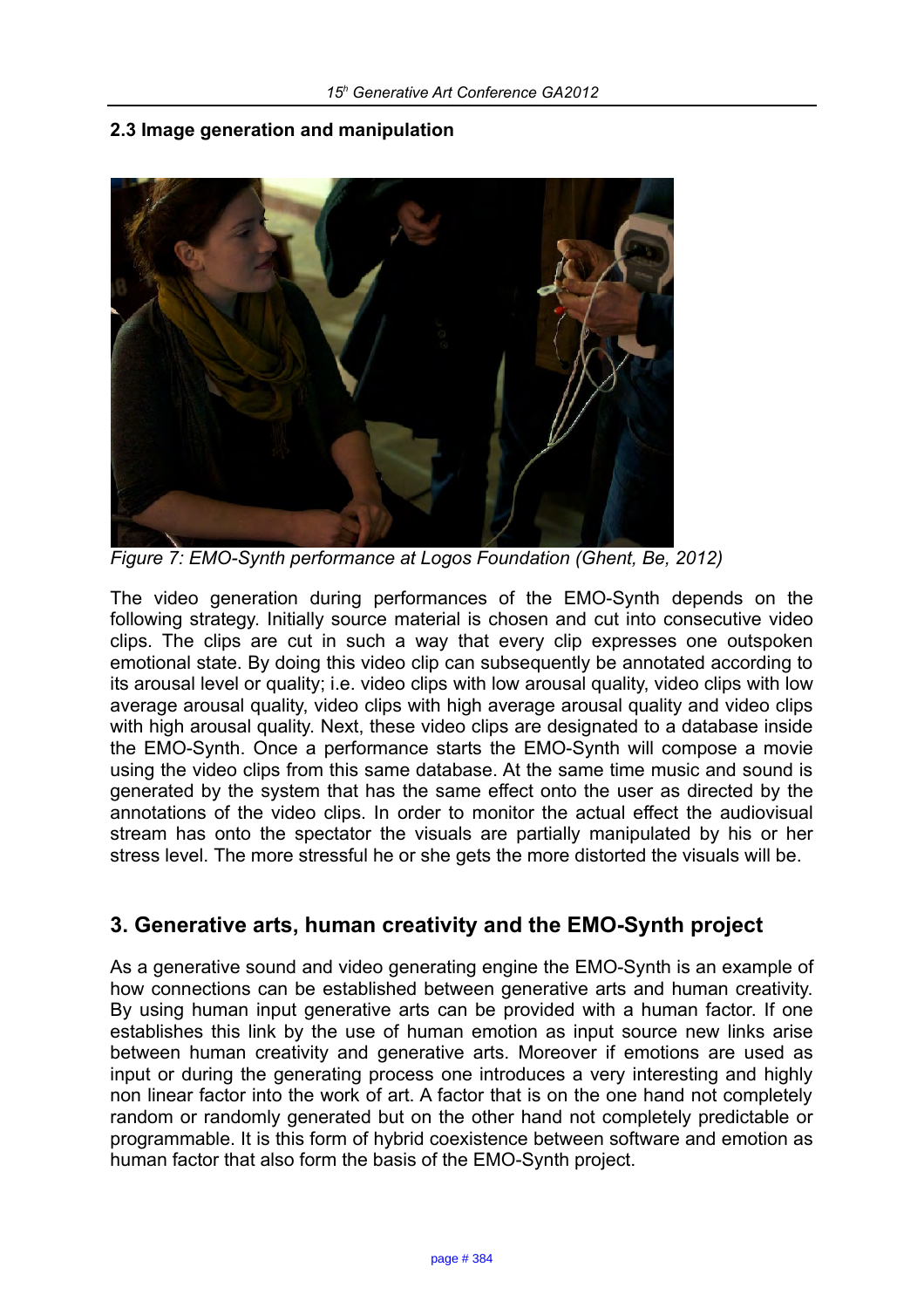### 2.3 Image generation and manipulation

*Figure 7: EMO-Synth performance at Logos Foundation (Ghent, Be, 2012)*

The video generation during performances of the EMO-Synth depends on the following strategy. Initially source material is chosen and cut into consecutive video clips. The clips are cut in such a way that every clip expresses one outspoken emotional state. By doing this video clip can subsequently be annotated according to its arousal level or quality; i.e. video clips with low arousal quality, video clips with low average arousal quality, video clips with high average arousal quality and video clips with high arousal quality. Next, these video clips are designated to a database inside the EMO-Synth. Once a performance starts the EMO-Synth will compose a movie using the video clips from this same database. At the same time music and sound is generated by the system that has the same effect onto the user as directed by the annotations of the video clips. In order to monitor the actual effect the audiovisual stream has onto the spectator the visuals are partially manipulated by his or her stress level. The more stressful he or she gets the more distorted the visuals will be.

## 3. Generative arts, human creativity and the EMO-Synth project

As a generative sound and video generating engine the EMO-Synth is an example of how connections can be established between generative arts and human creativity. By using human input generative arts can be provided with a human factor. If one establishes this link by the use of human emotion as input source new links arise between human creativity and generative arts. Moreover if emotions are used as input or during the generating process one introduces a very interesting and highly non linear factor into the work of art. A factor that is on the one hand not completely random or randomly generated but on the other hand not completely predictable or programmable. It is this form of hybrid coexistence between software and emotion as human factor that also form the basis of the EMO-Synth project.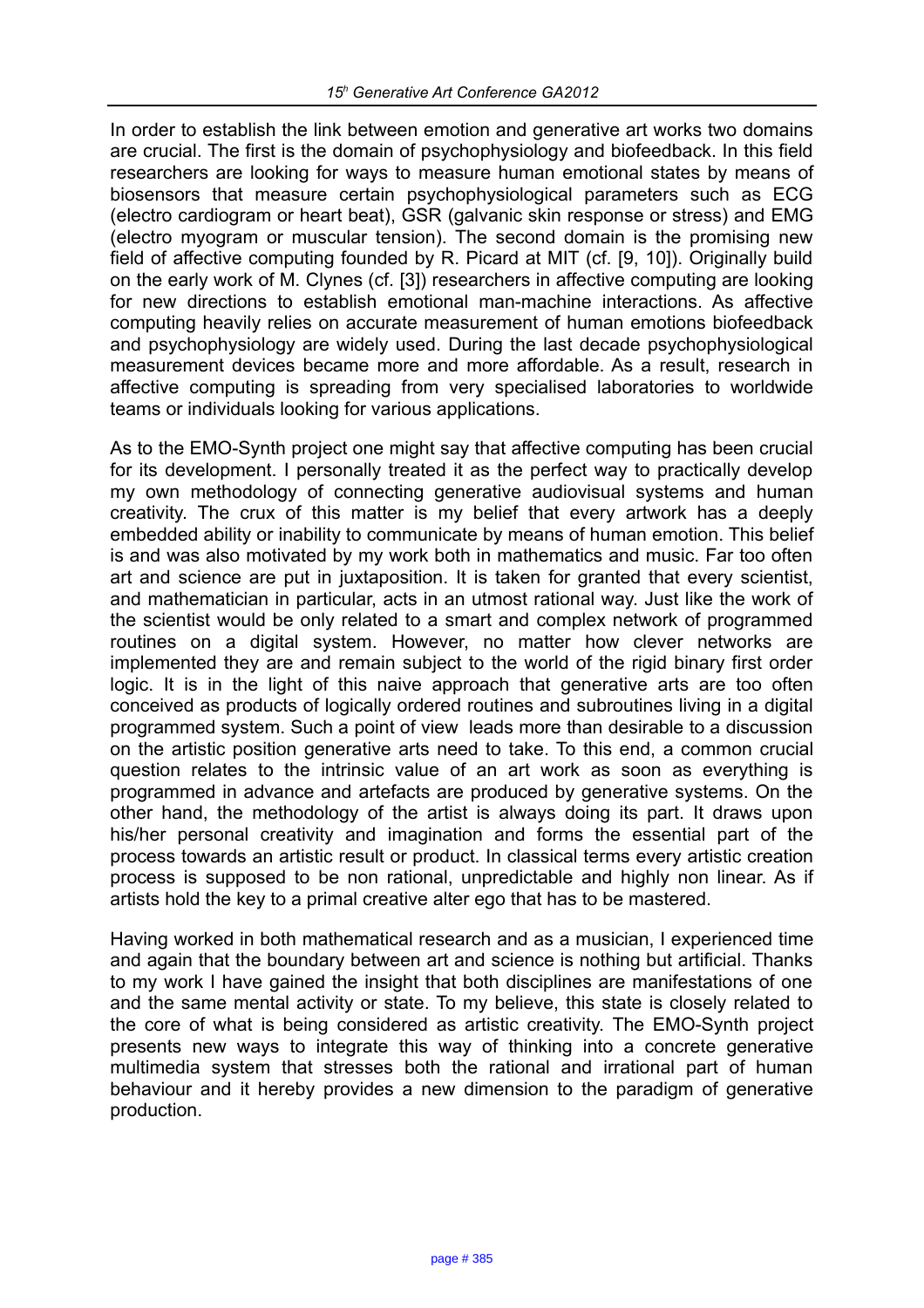In order to establish the link between emotion and generative art works two domains are crucial. The first is the domain of psychophysiology and biofeedback. In this field researchers are looking for ways to measure human emotional states by means of biosensors that measure certain psychophysiological parameters such as ECG (electro cardiogram or heart beat), GSR (galvanic skin response or stress) and EMG (electro myogram or muscular tension). The second domain is the promising new field of affective computing founded by R. Picard at MIT (cf. [9, 10]). Originally build on the early work of M. Clynes (cf. [3]) researchers in affective computing are looking for new directions to establish emotional man-machine interactions. As affective computing heavily relies on accurate measurement of human emotions biofeedback and psychophysiology are widely used. During the last decade psychophysiological measurement devices became more and more affordable. As a result, research in affective computing is spreading from very specialised laboratories to worldwide teams or individuals looking for various applications.

As to the EMO-Synth project one might say that affective computing has been crucial for its development. I personally treated it as the perfect way to practically develop my own methodology of connecting generative audiovisual systems and human creativity. The crux of this matter is my belief that every artwork has a deeply embedded ability or inability to communicate by means of human emotion. This belief is and was also motivated by my work both in mathematics and music. Far too often art and science are put in juxtaposition. It is taken for granted that every scientist, and mathematician in particular, acts in an utmost rational way. Just like the work of the scientist would be only related to a smart and complex network of programmed routines on a digital system. However, no matter how clever networks are implemented they are and remain subject to the world of the rigid binary first order logic. It is in the light of this naive approach that generative arts are too often conceived as products of logically ordered routines and subroutines living in a digital programmed system. Such a point of view leads more than desirable to a discussion on the artistic position generative arts need to take. To this end, a common crucial question relates to the intrinsic value of an art work as soon as everything is programmed in advance and artefacts are produced by generative systems. On the other hand, the methodology of the artist is always doing its part. It draws upon his/her personal creativity and imagination and forms the essential part of the process towards an artistic result or product. In classical terms every artistic creation process is supposed to be non rational, unpredictable and highly non linear. As if artists hold the key to a primal creative alter ego that has to be mastered.

Having worked in both mathematical research and as a musician, I experienced time and again that the boundary between art and science is nothing but artificial. Thanks to my work I have gained the insight that both disciplines are manifestations of one and the same mental activity or state. To my believe, this state is closely related to the core of what is being considered as artistic creativity. The EMO-Synth project presents new ways to integrate this way of thinking into a concrete generative multimedia system that stresses both the rational and irrational part of human behaviour and it hereby provides a new dimension to the paradigm of generative production.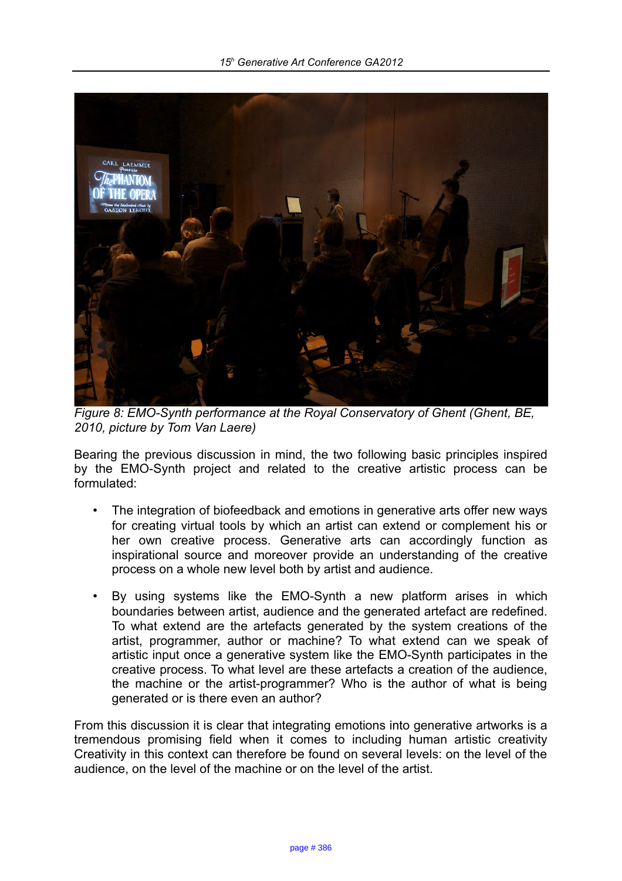*Figure 8: EMO-Synth performance at the Royal Conservatory of Ghent (Ghent, BE, 2010, picture by Tom Van Laere)*

Bearing the previous discussion in mind, the two following basic principles inspired by the EMO-Synth project and related to the creative artistic process can be formulated:

- The integration of biofeedback and emotions in generative arts offer new ways for creating virtual tools by which an artist can extend or complement his or her own creative process. Generative arts can accordingly function as inspirational source and moreover provide an understanding of the creative process on a whole new level both by artist and audience.

- By using systems like the EMO-Synth a new platform arises in which boundaries between artist, audience and the generated artefact are redefined. To what extend are the artefacts generated by the system creations of the artist, programmer, author or machine? To what extend can we speak of artistic input once a generative system like the EMO-Synth participates in the creative process. To what level are these artefacts a creation of the audience, the machine or the artist-programmer? Who is the author of what is being generated or is there even an author?

From this discussion it is clear that integrating emotions into generative artworks is a tremendous promising field when it comes to including human artistic creativity Creativity in this context can therefore be found on several levels: on the level of the audience, on the level of the machine or on the level of the artist.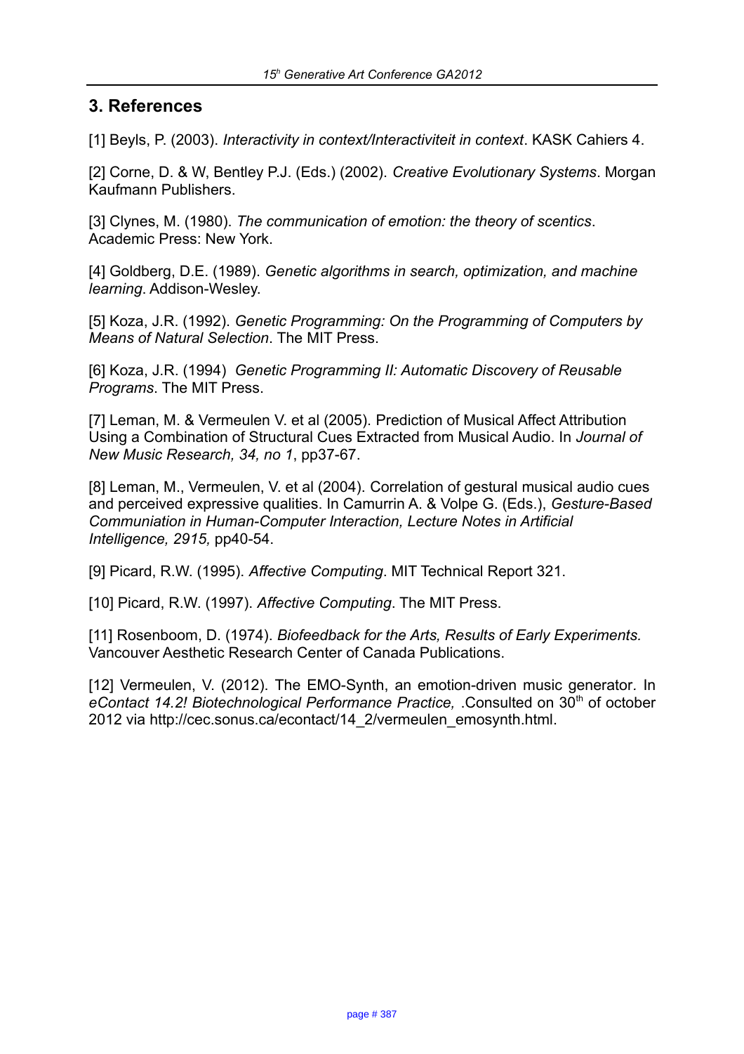## 3. References

[1] Beyls, P. (2003). *Interactivity in context/Interactiviteit in context*. KASK Cahiers 4.

[2] Corne, D. & W, Bentley P.J. (Eds.) (2002). *Creative Evolutionary Systems*. Morgan Kaufmann Publishers.

[3] Clynes, M. (1980). *The communication of emotion: the theory of scentics*. Academic Press: New York.

[4] Goldberg, D.E. (1989). *Genetic algorithms in search, optimization, and machine learning*. Addison-Wesley.

[5] Koza, J.R. (1992). *Genetic Programming: On the Programming of Computers by Means of Natural Selection*. The MIT Press.

[6] Koza, J.R. (1994) *Genetic Programming II: Automatic Discovery of Reusable Programs*. The MIT Press.

[7] Leman, M. & Vermeulen V. et al (2005). Prediction of Musical Affect Attribution Using a Combination of Structural Cues Extracted from Musical Audio. In *Journal of New Music Research, 34, no 1*, pp37-67.

[8] Leman, M., Vermeulen, V. et al (2004). Correlation of gestural musical audio cues and perceived expressive qualities. In Camurrin A. & Volpe G. (Eds.), *Gesture-Based Communiation in Human-Computer Interaction, Lecture Notes in Artificial Intelligence, 2915,* pp40-54.

[9] Picard, R.W. (1995). *Affective Computing*. MIT Technical Report 321.

[10] Picard, R.W. (1997). *Affective Computing*. The MIT Press.

[11] Rosenboom, D. (1974). *Biofeedback for the Arts, Results of Early Experiments.* Vancouver Aesthetic Research Center of Canada Publications.

[12] Vermeulen, V. (2012). The EMO-Synth, an emotion-driven music generator. In *eContact 14.2! Biotechnological Performance Practice,* .Consulted on 30th of october 2012 via http://cec.sonus.ca/econtact/14_2/vermeulen_emosynth.html.